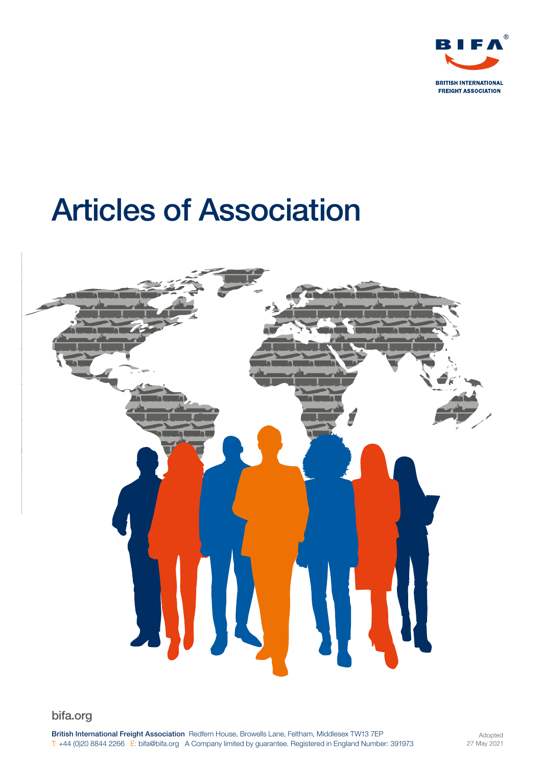BIFA®

BRITISH INTERNATIONAL FREIGHT ASSOCIATION

# Articles of Association

bifa.org

**British International Freight Association** Redfern House, Browells Lane, Feltham, Middlesex TW13 7EP
T: +44 (0)20 8844 2266 E: bifa@bifa.org A Company limited by guarantee. Registered in England Number: 391973

Adopted
27 May 2021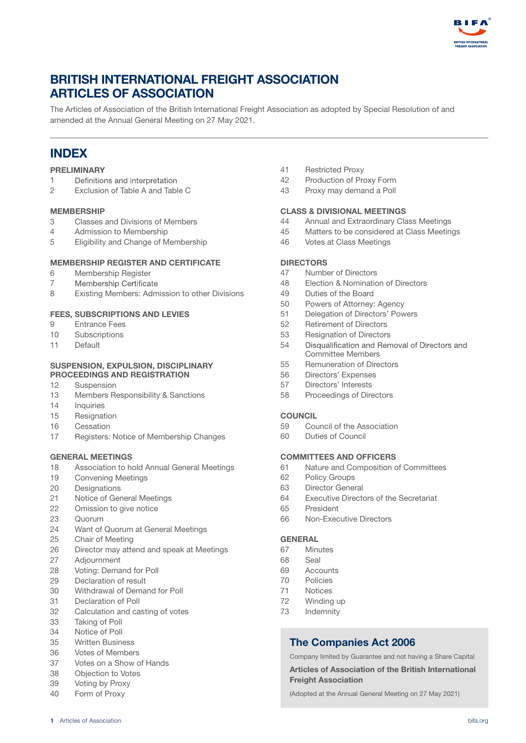# BRITISH INTERNATIONAL FREIGHT ASSOCIATION ARTICLES OF ASSOCIATION

The Articles of Association of the British International Freight Association as adopted by Special Resolution of and amended at the Annual General Meeting on 27 May 2021.

## INDEX

**PRELIMINARY**

1 Definitions and interpretation
2 Exclusion of Table A and Table C

**MEMBERSHIP**

3 Classes and Divisions of Members
4 Admission to Membership
5 Eligibility and Change of Membership

**MEMBERSHIP REGISTER AND CERTIFICATE**

6 Membership Register
7 Membership Certificate
8 Existing Members: Admission to other Divisions

**FEES, SUBSCRIPTIONS AND LEVIES**

9 Entrance Fees
10 Subscriptions
11 Default

**SUSPENSION, EXPULSION, DISCIPLINARY PROCEEDINGS AND REGISTRATION**

12 Suspension
13 Members Responsibility & Sanctions
14 Inquiries
15 Resignation
16 Cessation
17 Registers: Notice of Membership Changes

**GENERAL MEETINGS**

18 Association to hold Annual General Meetings
19 Convening Meetings
20 Designations
21 Notice of General Meetings
22 Omission to give notice
23 Quorum
24 Want of Quorum at General Meetings
25 Chair of Meeting
26 Director may attend and speak at Meetings
27 Adjournment
28 Voting: Demand for Poll
29 Declaration of result
30 Withdrawal of Demand for Poll
31 Declaration of Poll
32 Calculation and casting of votes
33 Taking of Poll
34 Notice of Poll
35 Written Business
36 Votes of Members
37 Votes on a Show of Hands
38 Objection to Votes
39 Voting by Proxy
40 Form of Proxy
41 Restricted Proxy
42 Production of Proxy Form
43 Proxy may demand a Poll

**CLASS & DIVISIONAL MEETINGS**

44 Annual and Extraordinary Class Meetings
45 Matters to be considered at Class Meetings
46 Votes at Class Meetings

**DIRECTORS**

47 Number of Directors
48 Election & Nomination of Directors
49 Duties of the Board
50 Powers of Attorney: Agency
51 Delegation of Directors' Powers
52 Retirement of Directors
53 Resignation of Directors
54 Disqualification and Removal of Directors and Committee Members
55 Remuneration of Directors
56 Directors' Expenses
57 Directors' Interests
58 Proceedings of Directors

**COUNCIL**

59 Council of the Association
60 Duties of Council

**COMMITTEES AND OFFICERS**

61 Nature and Composition of Committees
62 Policy Groups
63 Director General
64 Executive Directors of the Secretariat
65 President
66 Non-Executive Directors

**GENERAL**

67 Minutes
68 Seal
69 Accounts
70 Policies
71 Notices
72 Winding up
73 Indemnity

## The Companies Act 2006

Company limited by Guarantee and not having a Share Capital

**Articles of Association of the British International Freight Association**

(Adopted at the Annual General Meeting on 27 May 2021)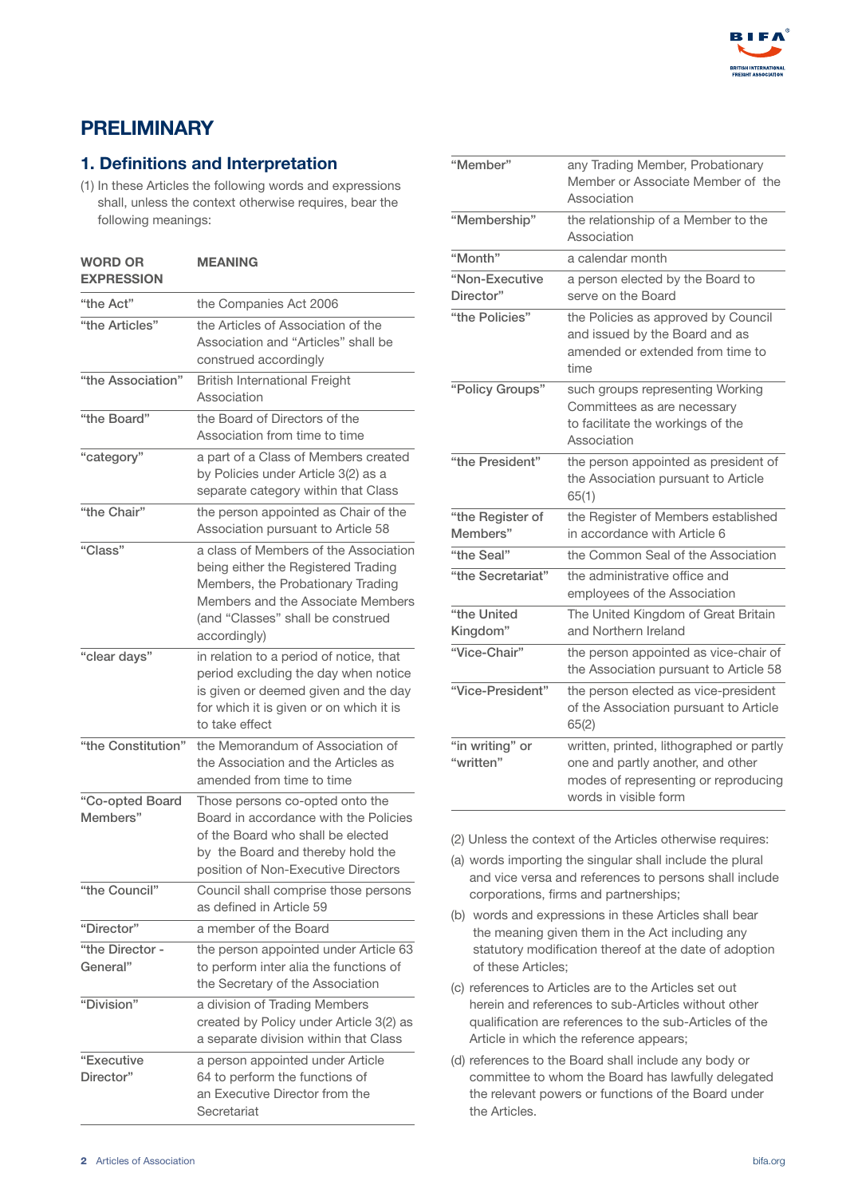# PRELIMINARY

## 1. Definitions and Interpretation

(1) In these Articles the following words and expressions shall, unless the context otherwise requires, bear the following meanings:

| WORD OR EXPRESSION | MEANING |
|---|---|
| "the Act" | the Companies Act 2006 |
| "the Articles" | the Articles of Association of the Association and "Articles" shall be construed accordingly |
| "the Association" | British International Freight Association |
| "the Board" | the Board of Directors of the Association from time to time |
| "category" | a part of a Class of Members created by Policies under Article 3(2) as a separate category within that Class |
| "the Chair" | the person appointed as Chair of the Association pursuant to Article 58 |
| "Class" | a class of Members of the Association being either the Registered Trading Members, the Probationary Trading Members and the Associate Members (and "Classes" shall be construed accordingly) |
| "clear days" | in relation to a period of notice, that period excluding the day when notice is given or deemed given and the day for which it is given or on which it is to take effect |
| "the Constitution" | the Memorandum of Association of the Association and the Articles as amended from time to time |
| "Co-opted Board Members" | Those persons co-opted onto the Board in accordance with the Policies of the Board who shall be elected by the Board and thereby hold the position of Non-Executive Directors |
| "the Council" | Council shall comprise those persons as defined in Article 59 |
| "Director" | a member of the Board |
| "the Director - General" | the person appointed under Article 63 to perform inter alia the functions of the Secretary of the Association |
| "Division" | a division of Trading Members created by Policy under Article 3(2) as a separate division within that Class |
| "Executive Director" | a person appointed under Article 64 to perform the functions of an Executive Director from the Secretariat |
| "Member" | any Trading Member, Probationary Member or Associate Member of the Association |
| "Membership" | the relationship of a Member to the Association |
| "Month" | a calendar month |
| "Non-Executive Director" | a person elected by the Board to serve on the Board |
| "the Policies" | the Policies as approved by Council and issued by the Board and as amended or extended from time to time |
| "Policy Groups" | such groups representing Working Committees as are necessary to facilitate the workings of the Association |
| "the President" | the person appointed as president of the Association pursuant to Article 65(1) |
| "the Register of Members" | the Register of Members established in accordance with Article 6 |
| "the Seal" | the Common Seal of the Association |
| "the Secretariat" | the administrative office and employees of the Association |
| "the United Kingdom" | The United Kingdom of Great Britain and Northern Ireland |
| "Vice-Chair" | the person appointed as vice-chair of the Association pursuant to Article 58 |
| "Vice-President" | the person elected as vice-president of the Association pursuant to Article 65(2) |
| "in writing" or "written" | written, printed, lithographed or partly one and partly another, and other modes of representing or reproducing words in visible form |

(2) Unless the context of the Articles otherwise requires:

(a) words importing the singular shall include the plural and vice versa and references to persons shall include corporations, firms and partnerships;

(b) words and expressions in these Articles shall bear the meaning given them in the Act including any statutory modification thereof at the date of adoption of these Articles;

(c) references to Articles are to the Articles set out herein and references to sub-Articles without other qualification are references to the sub-Articles of the Article in which the reference appears;

(d) references to the Board shall include any body or committee to whom the Board has lawfully delegated the relevant powers or functions of the Board under the Articles.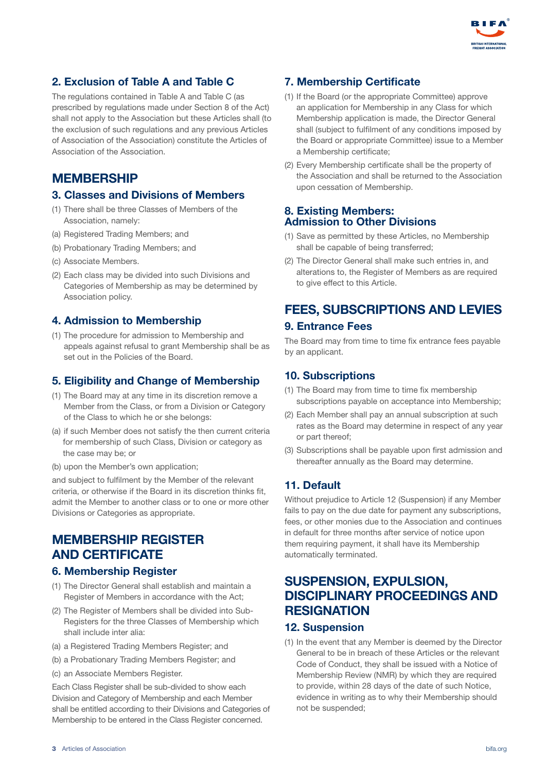## 2. Exclusion of Table A and Table C

The regulations contained in Table A and Table C (as prescribed by regulations made under Section 8 of the Act) shall not apply to the Association but these Articles shall (to the exclusion of such regulations and any previous Articles of Association of the Association) constitute the Articles of Association of the Association.

# MEMBERSHIP

## 3. Classes and Divisions of Members

(1) There shall be three Classes of Members of the Association, namely:

(a) Registered Trading Members; and

(b) Probationary Trading Members; and

(c) Associate Members.

(2) Each class may be divided into such Divisions and Categories of Membership as may be determined by Association policy.

## 4. Admission to Membership

(1) The procedure for admission to Membership and appeals against refusal to grant Membership shall be as set out in the Policies of the Board.

## 5. Eligibility and Change of Membership

(1) The Board may at any time in its discretion remove a Member from the Class, or from a Division or Category of the Class to which he or she belongs:

(a) if such Member does not satisfy the then current criteria for membership of such Class, Division or category as the case may be; or

(b) upon the Member's own application;

and subject to fulfilment by the Member of the relevant criteria, or otherwise if the Board in its discretion thinks fit, admit the Member to another class or to one or more other Divisions or Categories as appropriate.

# MEMBERSHIP REGISTER AND CERTIFICATE

## 6. Membership Register

(1) The Director General shall establish and maintain a Register of Members in accordance with the Act;

(2) The Register of Members shall be divided into Sub-Registers for the three Classes of Membership which shall include inter alia:

(a) a Registered Trading Members Register; and

(b) a Probationary Trading Members Register; and

(c) an Associate Members Register.

Each Class Register shall be sub-divided to show each Division and Category of Membership and each Member shall be entitled according to their Divisions and Categories of Membership to be entered in the Class Register concerned.

## 7. Membership Certificate

(1) If the Board (or the appropriate Committee) approve an application for Membership in any Class for which Membership application is made, the Director General shall (subject to fulfilment of any conditions imposed by the Board or appropriate Committee) issue to a Member a Membership certificate;

(2) Every Membership certificate shall be the property of the Association and shall be returned to the Association upon cessation of Membership.

## 8. Existing Members: Admission to Other Divisions

(1) Save as permitted by these Articles, no Membership shall be capable of being transferred;

(2) The Director General shall make such entries in, and alterations to, the Register of Members as are required to give effect to this Article.

# FEES, SUBSCRIPTIONS AND LEVIES

## 9. Entrance Fees

The Board may from time to time fix entrance fees payable by an applicant.

## 10. Subscriptions

(1) The Board may from time to time fix membership subscriptions payable on acceptance into Membership;

(2) Each Member shall pay an annual subscription at such rates as the Board may determine in respect of any year or part thereof;

(3) Subscriptions shall be payable upon first admission and thereafter annually as the Board may determine.

## 11. Default

Without prejudice to Article 12 (Suspension) if any Member fails to pay on the due date for payment any subscriptions, fees, or other monies due to the Association and continues in default for three months after service of notice upon them requiring payment, it shall have its Membership automatically terminated.

# SUSPENSION, EXPULSION, DISCIPLINARY PROCEEDINGS AND RESIGNATION

## 12. Suspension

(1) In the event that any Member is deemed by the Director General to be in breach of these Articles or the relevant Code of Conduct, they shall be issued with a Notice of Membership Review (NMR) by which they are required to provide, within 28 days of the date of such Notice, evidence in writing as to why their Membership should not be suspended;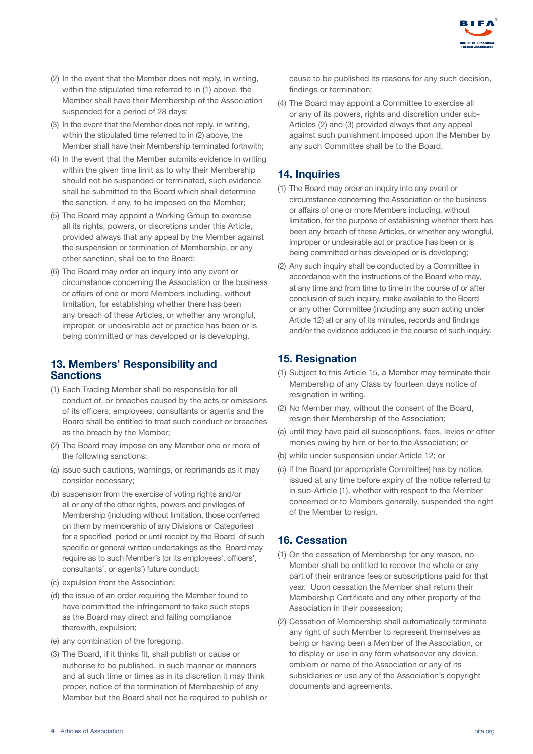(2) In the event that the Member does not reply, in writing, within the stipulated time referred to in (1) above, the Member shall have their Membership of the Association suspended for a period of 28 days;

(3) In the event that the Member does not reply, in writing, within the stipulated time referred to in (2) above, the Member shall have their Membership terminated forthwith;

(4) In the event that the Member submits evidence in writing within the given time limit as to why their Membership should not be suspended or terminated, such evidence shall be submitted to the Board which shall determine the sanction, if any, to be imposed on the Member;

(5) The Board may appoint a Working Group to exercise all its rights, powers, or discretions under this Article, provided always that any appeal by the Member against the suspension or termination of Membership, or any other sanction, shall be to the Board;

(6) The Board may order an inquiry into any event or circumstance concerning the Association or the business or affairs of one or more Members including, without limitation, for establishing whether there has been any breach of these Articles, or whether any wrongful, improper, or undesirable act or practice has been or is being committed or has developed or is developing.

## 13. Members' Responsibility and Sanctions

(1) Each Trading Member shall be responsible for all conduct of, or breaches caused by the acts or omissions of its officers, employees, consultants or agents and the Board shall be entitled to treat such conduct or breaches as the breach by the Member;

(2) The Board may impose on any Member one or more of the following sanctions:

(a) issue such cautions, warnings, or reprimands as it may consider necessary;

(b) suspension from the exercise of voting rights and/or all or any of the other rights, powers and privileges of Membership (including without limitation, those conferred on them by membership of any Divisions or Categories) for a specified period or until receipt by the Board of such specific or general written undertakings as the Board may require as to such Member's (or its employees', officers', consultants', or agents') future conduct;

(c) expulsion from the Association;

(d) the issue of an order requiring the Member found to have committed the infringement to take such steps as the Board may direct and failing compliance therewith, expulsion;

(e) any combination of the foregoing.

(3) The Board, if it thinks fit, shall publish or cause or authorise to be published, in such manner or manners and at such time or times as in its discretion it may think proper, notice of the termination of Membership of any Member but the Board shall not be required to publish or cause to be published its reasons for any such decision, findings or termination;

(4) The Board may appoint a Committee to exercise all or any of its powers, rights and discretion under sub-Articles (2) and (3) provided always that any appeal against such punishment imposed upon the Member by any such Committee shall be to the Board.

## 14. Inquiries

(1) The Board may order an inquiry into any event or circumstance concerning the Association or the business or affairs of one or more Members including, without limitation, for the purpose of establishing whether there has been any breach of these Articles, or whether any wrongful, improper or undesirable act or practice has been or is being committed or has developed or is developing;

(2) Any such inquiry shall be conducted by a Committee in accordance with the instructions of the Board who may, at any time and from time to time in the course of or after conclusion of such inquiry, make available to the Board or any other Committee (including any such acting under Article 12) all or any of its minutes, records and findings and/or the evidence adduced in the course of such inquiry.

## 15. Resignation

(1) Subject to this Article 15, a Member may terminate their Membership of any Class by fourteen days notice of resignation in writing.

(2) No Member may, without the consent of the Board, resign their Membership of the Association;

(a) until they have paid all subscriptions, fees, levies or other monies owing by him or her to the Association; or

(b) while under suspension under Article 12; or

(c) if the Board (or appropriate Committee) has by notice, issued at any time before expiry of the notice referred to in sub-Article (1), whether with respect to the Member concerned or to Members generally, suspended the right of the Member to resign.

## 16. Cessation

(1) On the cessation of Membership for any reason, no Member shall be entitled to recover the whole or any part of their entrance fees or subscriptions paid for that year. Upon cessation the Member shall return their Membership Certificate and any other property of the Association in their possession;

(2) Cessation of Membership shall automatically terminate any right of such Member to represent themselves as being or having been a Member of the Association, or to display or use in any form whatsoever any device, emblem or name of the Association or any of its subsidiaries or use any of the Association's copyright documents and agreements.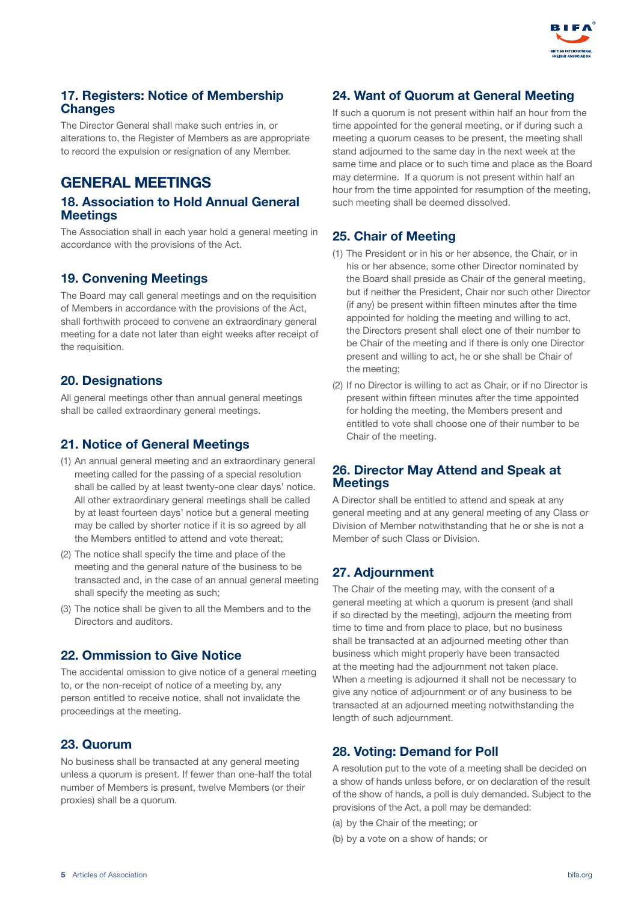### 17. Registers: Notice of Membership Changes

The Director General shall make such entries in, or alterations to, the Register of Members as are appropriate to record the expulsion or resignation of any Member.

## GENERAL MEETINGS

### 18. Association to Hold Annual General Meetings

The Association shall in each year hold a general meeting in accordance with the provisions of the Act.

### 19. Convening Meetings

The Board may call general meetings and on the requisition of Members in accordance with the provisions of the Act, shall forthwith proceed to convene an extraordinary general meeting for a date not later than eight weeks after receipt of the requisition.

### 20. Designations

All general meetings other than annual general meetings shall be called extraordinary general meetings.

### 21. Notice of General Meetings

(1) An annual general meeting and an extraordinary general meeting called for the passing of a special resolution shall be called by at least twenty-one clear days' notice. All other extraordinary general meetings shall be called by at least fourteen days' notice but a general meeting may be called by shorter notice if it is so agreed by all the Members entitled to attend and vote thereat;

(2) The notice shall specify the time and place of the meeting and the general nature of the business to be transacted and, in the case of an annual general meeting shall specify the meeting as such;

(3) The notice shall be given to all the Members and to the Directors and auditors.

### 22. Ommission to Give Notice

The accidental omission to give notice of a general meeting to, or the non-receipt of notice of a meeting by, any person entitled to receive notice, shall not invalidate the proceedings at the meeting.

### 23. Quorum

No business shall be transacted at any general meeting unless a quorum is present. If fewer than one-half the total number of Members is present, twelve Members (or their proxies) shall be a quorum.

### 24. Want of Quorum at General Meeting

If such a quorum is not present within half an hour from the time appointed for the general meeting, or if during such a meeting a quorum ceases to be present, the meeting shall stand adjourned to the same day in the next week at the same time and place or to such time and place as the Board may determine. If a quorum is not present within half an hour from the time appointed for resumption of the meeting, such meeting shall be deemed dissolved.

### 25. Chair of Meeting

(1) The President or in his or her absence, the Chair, or in his or her absence, some other Director nominated by the Board shall preside as Chair of the general meeting, but if neither the President, Chair nor such other Director (if any) be present within fifteen minutes after the time appointed for holding the meeting and willing to act, the Directors present shall elect one of their number to be Chair of the meeting and if there is only one Director present and willing to act, he or she shall be Chair of the meeting;

(2) If no Director is willing to act as Chair, or if no Director is present within fifteen minutes after the time appointed for holding the meeting, the Members present and entitled to vote shall choose one of their number to be Chair of the meeting.

### 26. Director May Attend and Speak at Meetings

A Director shall be entitled to attend and speak at any general meeting and at any general meeting of any Class or Division of Member notwithstanding that he or she is not a Member of such Class or Division.

### 27. Adjournment

The Chair of the meeting may, with the consent of a general meeting at which a quorum is present (and shall if so directed by the meeting), adjourn the meeting from time to time and from place to place, but no business shall be transacted at an adjourned meeting other than business which might properly have been transacted at the meeting had the adjournment not taken place. When a meeting is adjourned it shall not be necessary to give any notice of adjournment or of any business to be transacted at an adjourned meeting notwithstanding the length of such adjournment.

### 28. Voting: Demand for Poll

A resolution put to the vote of a meeting shall be decided on a show of hands unless before, or on declaration of the result of the show of hands, a poll is duly demanded. Subject to the provisions of the Act, a poll may be demanded:

(a) by the Chair of the meeting; or

(b) by a vote on a show of hands; or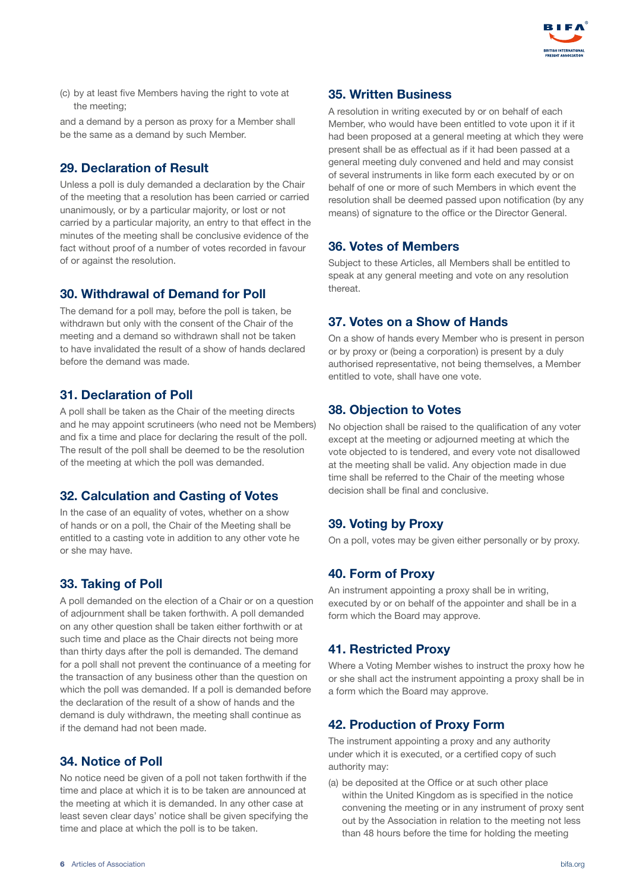(c) by at least five Members having the right to vote at the meeting;

and a demand by a person as proxy for a Member shall be the same as a demand by such Member.

## 29. Declaration of Result

Unless a poll is duly demanded a declaration by the Chair of the meeting that a resolution has been carried or carried unanimously, or by a particular majority, or lost or not carried by a particular majority, an entry to that effect in the minutes of the meeting shall be conclusive evidence of the fact without proof of a number of votes recorded in favour of or against the resolution.

## 30. Withdrawal of Demand for Poll

The demand for a poll may, before the poll is taken, be withdrawn but only with the consent of the Chair of the meeting and a demand so withdrawn shall not be taken to have invalidated the result of a show of hands declared before the demand was made.

## 31. Declaration of Poll

A poll shall be taken as the Chair of the meeting directs and he may appoint scrutineers (who need not be Members) and fix a time and place for declaring the result of the poll. The result of the poll shall be deemed to be the resolution of the meeting at which the poll was demanded.

## 32. Calculation and Casting of Votes

In the case of an equality of votes, whether on a show of hands or on a poll, the Chair of the Meeting shall be entitled to a casting vote in addition to any other vote he or she may have.

## 33. Taking of Poll

A poll demanded on the election of a Chair or on a question of adjournment shall be taken forthwith. A poll demanded on any other question shall be taken either forthwith or at such time and place as the Chair directs not being more than thirty days after the poll is demanded. The demand for a poll shall not prevent the continuance of a meeting for the transaction of any business other than the question on which the poll was demanded. If a poll is demanded before the declaration of the result of a show of hands and the demand is duly withdrawn, the meeting shall continue as if the demand had not been made.

## 34. Notice of Poll

No notice need be given of a poll not taken forthwith if the time and place at which it is to be taken are announced at the meeting at which it is demanded. In any other case at least seven clear days' notice shall be given specifying the time and place at which the poll is to be taken.

## 35. Written Business

A resolution in writing executed by or on behalf of each Member, who would have been entitled to vote upon it if it had been proposed at a general meeting at which they were present shall be as effectual as if it had been passed at a general meeting duly convened and held and may consist of several instruments in like form each executed by or on behalf of one or more of such Members in which event the resolution shall be deemed passed upon notification (by any means) of signature to the office or the Director General.

## 36. Votes of Members

Subject to these Articles, all Members shall be entitled to speak at any general meeting and vote on any resolution thereat.

## 37. Votes on a Show of Hands

On a show of hands every Member who is present in person or by proxy or (being a corporation) is present by a duly authorised representative, not being themselves, a Member entitled to vote, shall have one vote.

## 38. Objection to Votes

No objection shall be raised to the qualification of any voter except at the meeting or adjourned meeting at which the vote objected to is tendered, and every vote not disallowed at the meeting shall be valid. Any objection made in due time shall be referred to the Chair of the meeting whose decision shall be final and conclusive.

## 39. Voting by Proxy

On a poll, votes may be given either personally or by proxy.

## 40. Form of Proxy

An instrument appointing a proxy shall be in writing, executed by or on behalf of the appointer and shall be in a form which the Board may approve.

## 41. Restricted Proxy

Where a Voting Member wishes to instruct the proxy how he or she shall act the instrument appointing a proxy shall be in a form which the Board may approve.

## 42. Production of Proxy Form

The instrument appointing a proxy and any authority under which it is executed, or a certified copy of such authority may:

(a) be deposited at the Office or at such other place within the United Kingdom as is specified in the notice convening the meeting or in any instrument of proxy sent out by the Association in relation to the meeting not less than 48 hours before the time for holding the meeting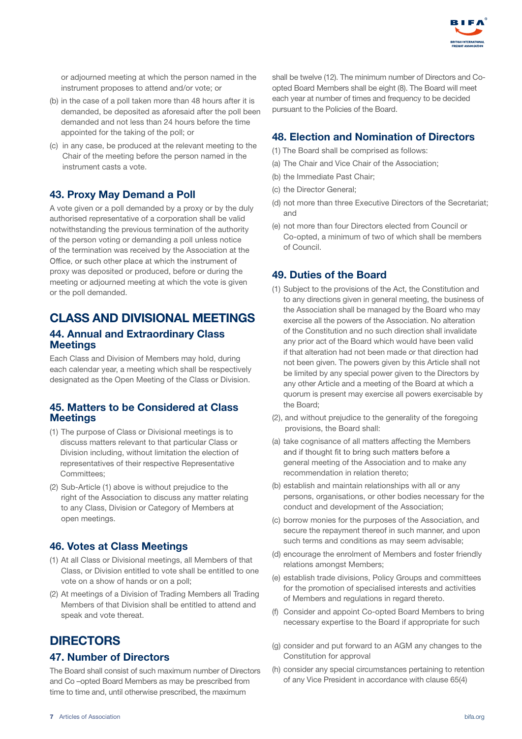or adjourned meeting at which the person named in the instrument proposes to attend and/or vote; or

(b) in the case of a poll taken more than 48 hours after it is demanded, be deposited as aforesaid after the poll been demanded and not less than 24 hours before the time appointed for the taking of the poll; or

(c) in any case, be produced at the relevant meeting to the Chair of the meeting before the person named in the instrument casts a vote.

### 43. Proxy May Demand a Poll

A vote given or a poll demanded by a proxy or by the duly authorised representative of a corporation shall be valid notwithstanding the previous termination of the authority of the person voting or demanding a poll unless notice of the termination was received by the Association at the Office, or such other place at which the instrument of proxy was deposited or produced, before or during the meeting or adjourned meeting at which the vote is given or the poll demanded.

## CLASS AND DIVISIONAL MEETINGS

### 44. Annual and Extraordinary Class Meetings

Each Class and Division of Members may hold, during each calendar year, a meeting which shall be respectively designated as the Open Meeting of the Class or Division.

### 45. Matters to be Considered at Class Meetings

(1) The purpose of Class or Divisional meetings is to discuss matters relevant to that particular Class or Division including, without limitation the election of representatives of their respective Representative Committees;

(2) Sub-Article (1) above is without prejudice to the right of the Association to discuss any matter relating to any Class, Division or Category of Members at open meetings.

### 46. Votes at Class Meetings

(1) At all Class or Divisional meetings, all Members of that Class, or Division entitled to vote shall be entitled to one vote on a show of hands or on a poll;

(2) At meetings of a Division of Trading Members all Trading Members of that Division shall be entitled to attend and speak and vote thereat.

## DIRECTORS

### 47. Number of Directors

The Board shall consist of such maximum number of Directors and Co –opted Board Members as may be prescribed from time to time and, until otherwise prescribed, the maximum shall be twelve (12). The minimum number of Directors and Co-opted Board Members shall be eight (8). The Board will meet each year at number of times and frequency to be decided pursuant to the Policies of the Board.

### 48. Election and Nomination of Directors

(1) The Board shall be comprised as follows:

(a) The Chair and Vice Chair of the Association;

(b) the Immediate Past Chair;

(c) the Director General;

(d) not more than three Executive Directors of the Secretariat; and

(e) not more than four Directors elected from Council or Co-opted, a minimum of two of which shall be members of Council.

### 49. Duties of the Board

(1) Subject to the provisions of the Act, the Constitution and to any directions given in general meeting, the business of the Association shall be managed by the Board who may exercise all the powers of the Association. No alteration of the Constitution and no such direction shall invalidate any prior act of the Board which would have been valid if that alteration had not been made or that direction had not been given. The powers given by this Article shall not be limited by any special power given to the Directors by any other Article and a meeting of the Board at which a quorum is present may exercise all powers exercisable by the Board;

(2), and without prejudice to the generality of the foregoing provisions, the Board shall:

(a) take cognisance of all matters affecting the Members and if thought fit to bring such matters before a general meeting of the Association and to make any recommendation in relation thereto;

(b) establish and maintain relationships with all or any persons, organisations, or other bodies necessary for the conduct and development of the Association;

(c) borrow monies for the purposes of the Association, and secure the repayment thereof in such manner, and upon such terms and conditions as may seem advisable;

(d) encourage the enrolment of Members and foster friendly relations amongst Members;

(e) establish trade divisions, Policy Groups and committees for the promotion of specialised interests and activities of Members and regulations in regard thereto.

(f) Consider and appoint Co-opted Board Members to bring necessary expertise to the Board if appropriate for such

(g) consider and put forward to an AGM any changes to the Constitution for approval

(h) consider any special circumstances pertaining to retention of any Vice President in accordance with clause 65(4)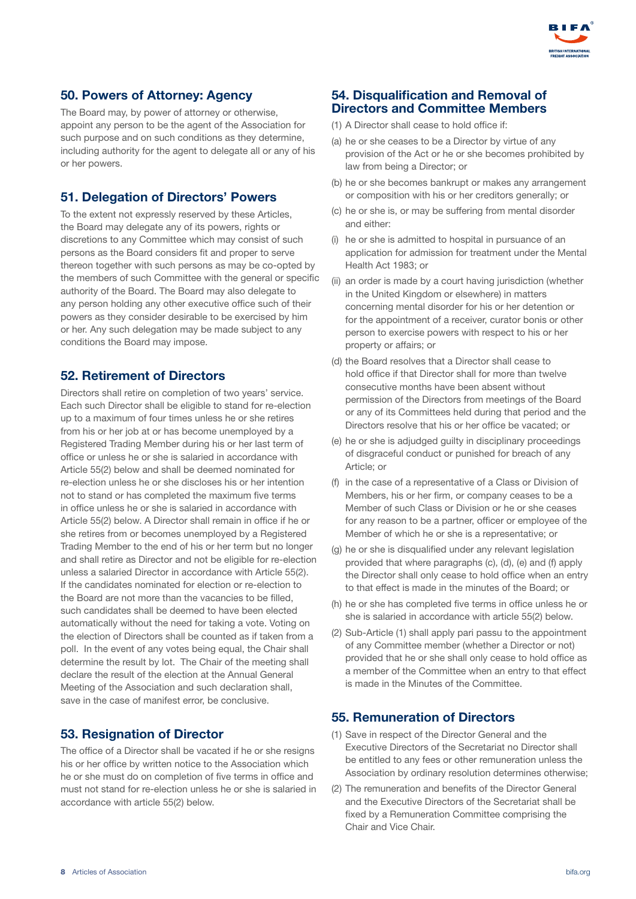## 50. Powers of Attorney: Agency

The Board may, by power of attorney or otherwise, appoint any person to be the agent of the Association for such purpose and on such conditions as they determine, including authority for the agent to delegate all or any of his or her powers.

## 51. Delegation of Directors' Powers

To the extent not expressly reserved by these Articles, the Board may delegate any of its powers, rights or discretions to any Committee which may consist of such persons as the Board considers fit and proper to serve thereon together with such persons as may be co-opted by the members of such Committee with the general or specific authority of the Board. The Board may also delegate to any person holding any other executive office such of their powers as they consider desirable to be exercised by him or her. Any such delegation may be made subject to any conditions the Board may impose.

## 52. Retirement of Directors

Directors shall retire on completion of two years' service. Each such Director shall be eligible to stand for re-election up to a maximum of four times unless he or she retires from his or her job at or has become unemployed by a Registered Trading Member during his or her last term of office or unless he or she is salaried in accordance with Article 55(2) below and shall be deemed nominated for re-election unless he or she discloses his or her intention not to stand or has completed the maximum five terms in office unless he or she is salaried in accordance with Article 55(2) below. A Director shall remain in office if he or she retires from or becomes unemployed by a Registered Trading Member to the end of his or her term but no longer and shall retire as Director and not be eligible for re-election unless a salaried Director in accordance with Article 55(2). If the candidates nominated for election or re-election to the Board are not more than the vacancies to be filled, such candidates shall be deemed to have been elected automatically without the need for taking a vote. Voting on the election of Directors shall be counted as if taken from a poll. In the event of any votes being equal, the Chair shall determine the result by lot. The Chair of the meeting shall declare the result of the election at the Annual General Meeting of the Association and such declaration shall, save in the case of manifest error, be conclusive.

## 53. Resignation of Director

The office of a Director shall be vacated if he or she resigns his or her office by written notice to the Association which he or she must do on completion of five terms in office and must not stand for re-election unless he or she is salaried in accordance with article 55(2) below.

## 54. Disqualification and Removal of Directors and Committee Members

(1) A Director shall cease to hold office if:

(a) he or she ceases to be a Director by virtue of any provision of the Act or he or she becomes prohibited by law from being a Director; or

(b) he or she becomes bankrupt or makes any arrangement or composition with his or her creditors generally; or

(c) he or she is, or may be suffering from mental disorder and either:

(i) he or she is admitted to hospital in pursuance of an application for admission for treatment under the Mental Health Act 1983; or

(ii) an order is made by a court having jurisdiction (whether in the United Kingdom or elsewhere) in matters concerning mental disorder for his or her detention or for the appointment of a receiver, curator bonis or other person to exercise powers with respect to his or her property or affairs; or

(d) the Board resolves that a Director shall cease to hold office if that Director shall for more than twelve consecutive months have been absent without permission of the Directors from meetings of the Board or any of its Committees held during that period and the Directors resolve that his or her office be vacated; or

(e) he or she is adjudged guilty in disciplinary proceedings of disgraceful conduct or punished for breach of any Article; or

(f) in the case of a representative of a Class or Division of Members, his or her firm, or company ceases to be a Member of such Class or Division or he or she ceases for any reason to be a partner, officer or employee of the Member of which he or she is a representative; or

(g) he or she is disqualified under any relevant legislation provided that where paragraphs (c), (d), (e) and (f) apply the Director shall only cease to hold office when an entry to that effect is made in the minutes of the Board; or

(h) he or she has completed five terms in office unless he or she is salaried in accordance with article 55(2) below.

(2) Sub-Article (1) shall apply pari passu to the appointment of any Committee member (whether a Director or not) provided that he or she shall only cease to hold office as a member of the Committee when an entry to that effect is made in the Minutes of the Committee.

## 55. Remuneration of Directors

(1) Save in respect of the Director General and the Executive Directors of the Secretariat no Director shall be entitled to any fees or other remuneration unless the Association by ordinary resolution determines otherwise;

(2) The remuneration and benefits of the Director General and the Executive Directors of the Secretariat shall be fixed by a Remuneration Committee comprising the Chair and Vice Chair.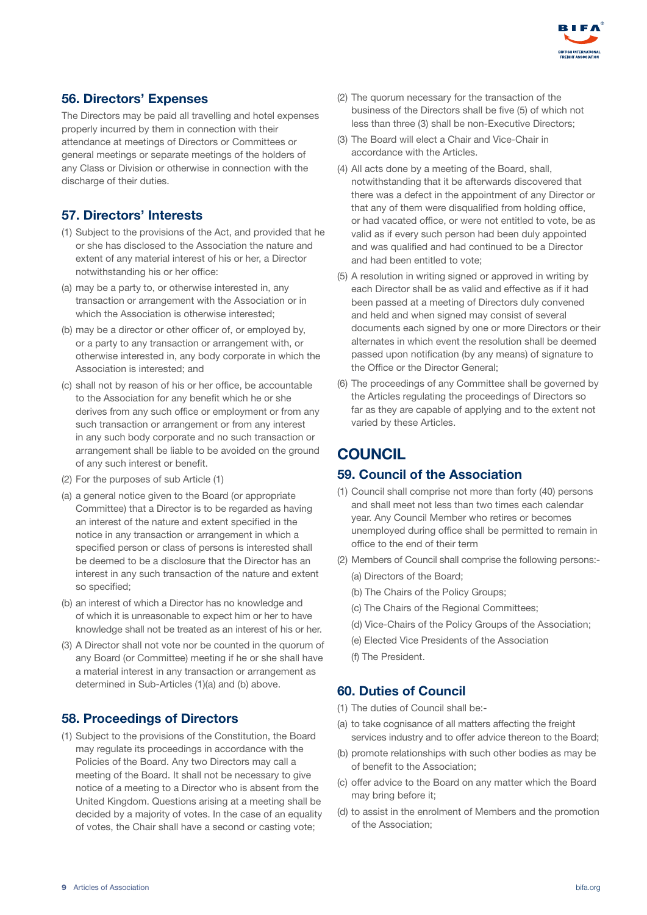## 56. Directors' Expenses

The Directors may be paid all travelling and hotel expenses properly incurred by them in connection with their attendance at meetings of Directors or Committees or general meetings or separate meetings of the holders of any Class or Division or otherwise in connection with the discharge of their duties.

## 57. Directors' Interests

(1) Subject to the provisions of the Act, and provided that he or she has disclosed to the Association the nature and extent of any material interest of his or her, a Director notwithstanding his or her office:

(a) may be a party to, or otherwise interested in, any transaction or arrangement with the Association or in which the Association is otherwise interested;

(b) may be a director or other officer of, or employed by, or a party to any transaction or arrangement with, or otherwise interested in, any body corporate in which the Association is interested; and

(c) shall not by reason of his or her office, be accountable to the Association for any benefit which he or she derives from any such office or employment or from any such transaction or arrangement or from any interest in any such body corporate and no such transaction or arrangement shall be liable to be avoided on the ground of any such interest or benefit.

(2) For the purposes of sub Article (1)

(a) a general notice given to the Board (or appropriate Committee) that a Director is to be regarded as having an interest of the nature and extent specified in the notice in any transaction or arrangement in which a specified person or class of persons is interested shall be deemed to be a disclosure that the Director has an interest in any such transaction of the nature and extent so specified;

(b) an interest of which a Director has no knowledge and of which it is unreasonable to expect him or her to have knowledge shall not be treated as an interest of his or her.

(3) A Director shall not vote nor be counted in the quorum of any Board (or Committee) meeting if he or she shall have a material interest in any transaction or arrangement as determined in Sub-Articles (1)(a) and (b) above.

## 58. Proceedings of Directors

(1) Subject to the provisions of the Constitution, the Board may regulate its proceedings in accordance with the Policies of the Board. Any two Directors may call a meeting of the Board. It shall not be necessary to give notice of a meeting to a Director who is absent from the United Kingdom. Questions arising at a meeting shall be decided by a majority of votes. In the case of an equality of votes, the Chair shall have a second or casting vote;

(2) The quorum necessary for the transaction of the business of the Directors shall be five (5) of which not less than three (3) shall be non-Executive Directors;

(3) The Board will elect a Chair and Vice-Chair in accordance with the Articles.

(4) All acts done by a meeting of the Board, shall, notwithstanding that it be afterwards discovered that there was a defect in the appointment of any Director or that any of them were disqualified from holding office, or had vacated office, or were not entitled to vote, be as valid as if every such person had been duly appointed and was qualified and had continued to be a Director and had been entitled to vote;

(5) A resolution in writing signed or approved in writing by each Director shall be as valid and effective as if it had been passed at a meeting of Directors duly convened and held and when signed may consist of several documents each signed by one or more Directors or their alternates in which event the resolution shall be deemed passed upon notification (by any means) of signature to the Office or the Director General;

(6) The proceedings of any Committee shall be governed by the Articles regulating the proceedings of Directors so far as they are capable of applying and to the extent not varied by these Articles.

# COUNCIL

## 59. Council of the Association

(1) Council shall comprise not more than forty (40) persons and shall meet not less than two times each calendar year. Any Council Member who retires or becomes unemployed during office shall be permitted to remain in office to the end of their term

(2) Members of Council shall comprise the following persons:-

   (a) Directors of the Board;

   (b) The Chairs of the Policy Groups;

   (c) The Chairs of the Regional Committees;

   (d) Vice-Chairs of the Policy Groups of the Association;

   (e) Elected Vice Presidents of the Association

   (f) The President.

## 60. Duties of Council

(1) The duties of Council shall be:-

(a) to take cognisance of all matters affecting the freight services industry and to offer advice thereon to the Board;

(b) promote relationships with such other bodies as may be of benefit to the Association;

(c) offer advice to the Board on any matter which the Board may bring before it;

(d) to assist in the enrolment of Members and the promotion of the Association;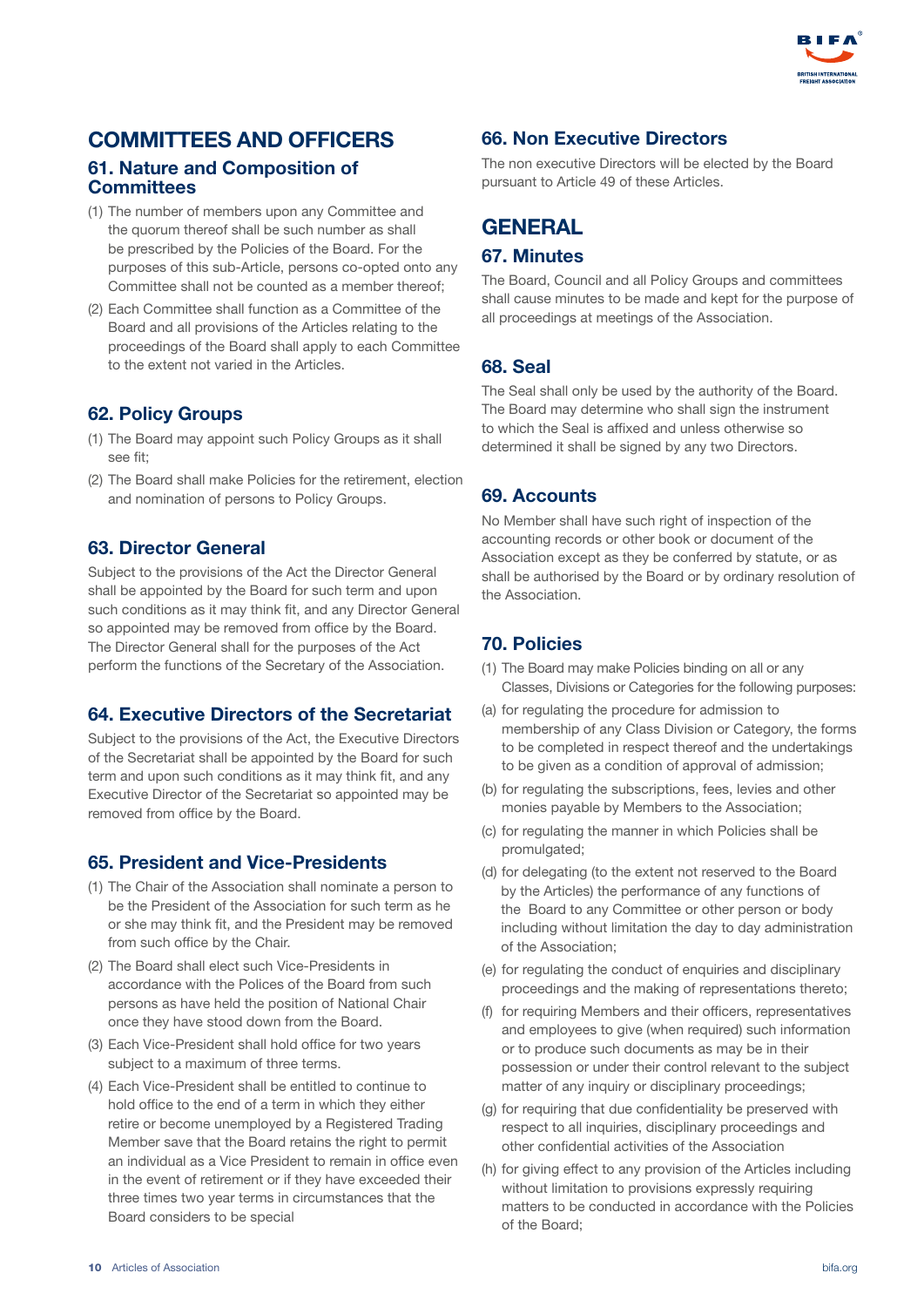# COMMITTEES AND OFFICERS

## 61. Nature and Composition of Committees

(1) The number of members upon any Committee and the quorum thereof shall be such number as shall be prescribed by the Policies of the Board. For the purposes of this sub-Article, persons co-opted onto any Committee shall not be counted as a member thereof;

(2) Each Committee shall function as a Committee of the Board and all provisions of the Articles relating to the proceedings of the Board shall apply to each Committee to the extent not varied in the Articles.

## 62. Policy Groups

(1) The Board may appoint such Policy Groups as it shall see fit;

(2) The Board shall make Policies for the retirement, election and nomination of persons to Policy Groups.

## 63. Director General

Subject to the provisions of the Act the Director General shall be appointed by the Board for such term and upon such conditions as it may think fit, and any Director General so appointed may be removed from office by the Board. The Director General shall for the purposes of the Act perform the functions of the Secretary of the Association.

## 64. Executive Directors of the Secretariat

Subject to the provisions of the Act, the Executive Directors of the Secretariat shall be appointed by the Board for such term and upon such conditions as it may think fit, and any Executive Director of the Secretariat so appointed may be removed from office by the Board.

## 65. President and Vice-Presidents

(1) The Chair of the Association shall nominate a person to be the President of the Association for such term as he or she may think fit, and the President may be removed from such office by the Chair.

(2) The Board shall elect such Vice-Presidents in accordance with the Polices of the Board from such persons as have held the position of National Chair once they have stood down from the Board.

(3) Each Vice-President shall hold office for two years subject to a maximum of three terms.

(4) Each Vice-President shall be entitled to continue to hold office to the end of a term in which they either retire or become unemployed by a Registered Trading Member save that the Board retains the right to permit an individual as a Vice President to remain in office even in the event of retirement or if they have exceeded their three times two year terms in circumstances that the Board considers to be special

## 66. Non Executive Directors

The non executive Directors will be elected by the Board pursuant to Article 49 of these Articles.

# GENERAL

## 67. Minutes

The Board, Council and all Policy Groups and committees shall cause minutes to be made and kept for the purpose of all proceedings at meetings of the Association.

## 68. Seal

The Seal shall only be used by the authority of the Board. The Board may determine who shall sign the instrument to which the Seal is affixed and unless otherwise so determined it shall be signed by any two Directors.

## 69. Accounts

No Member shall have such right of inspection of the accounting records or other book or document of the Association except as they be conferred by statute, or as shall be authorised by the Board or by ordinary resolution of the Association.

## 70. Policies

(1) The Board may make Policies binding on all or any Classes, Divisions or Categories for the following purposes:

(a) for regulating the procedure for admission to membership of any Class Division or Category, the forms to be completed in respect thereof and the undertakings to be given as a condition of approval of admission;

(b) for regulating the subscriptions, fees, levies and other monies payable by Members to the Association;

(c) for regulating the manner in which Policies shall be promulgated;

(d) for delegating (to the extent not reserved to the Board by the Articles) the performance of any functions of the Board to any Committee or other person or body including without limitation the day to day administration of the Association;

(e) for regulating the conduct of enquiries and disciplinary proceedings and the making of representations thereto;

(f) for requiring Members and their officers, representatives and employees to give (when required) such information or to produce such documents as may be in their possession or under their control relevant to the subject matter of any inquiry or disciplinary proceedings;

(g) for requiring that due confidentiality be preserved with respect to all inquiries, disciplinary proceedings and other confidential activities of the Association

(h) for giving effect to any provision of the Articles including without limitation to provisions expressly requiring matters to be conducted in accordance with the Policies of the Board;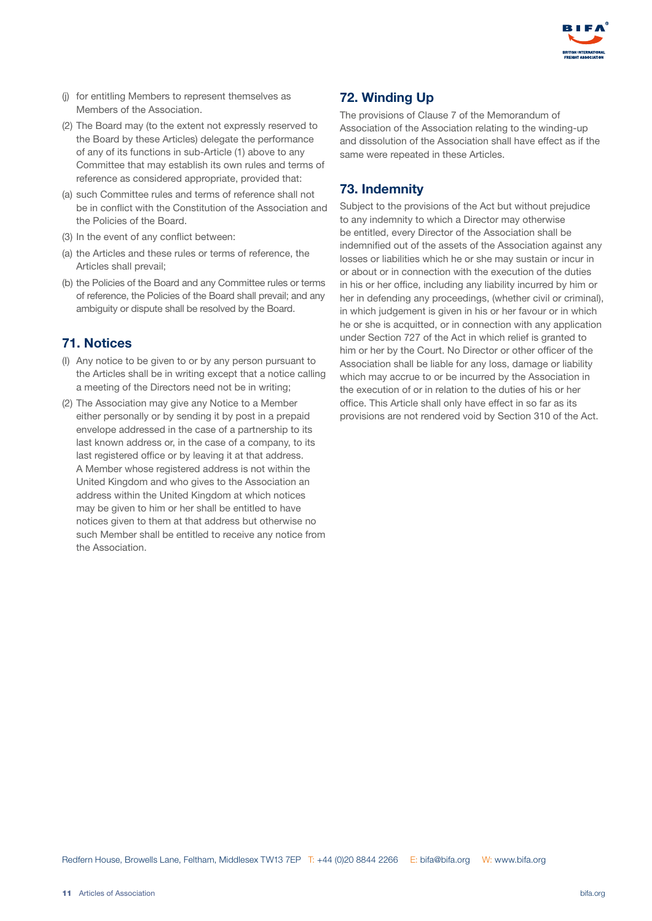(j) for entitling Members to represent themselves as Members of the Association.

(2) The Board may (to the extent not expressly reserved to the Board by these Articles) delegate the performance of any of its functions in sub-Article (1) above to any Committee that may establish its own rules and terms of reference as considered appropriate, provided that:

(a) such Committee rules and terms of reference shall not be in conflict with the Constitution of the Association and the Policies of the Board.

(3) In the event of any conflict between:

(a) the Articles and these rules or terms of reference, the Articles shall prevail;

(b) the Policies of the Board and any Committee rules or terms of reference, the Policies of the Board shall prevail; and any ambiguity or dispute shall be resolved by the Board.

## 71. Notices

(l) Any notice to be given to or by any person pursuant to the Articles shall be in writing except that a notice calling a meeting of the Directors need not be in writing;

(2) The Association may give any Notice to a Member either personally or by sending it by post in a prepaid envelope addressed in the case of a partnership to its last known address or, in the case of a company, to its last registered office or by leaving it at that address. A Member whose registered address is not within the United Kingdom and who gives to the Association an address within the United Kingdom at which notices may be given to him or her shall be entitled to have notices given to them at that address but otherwise no such Member shall be entitled to receive any notice from the Association.

## 72. Winding Up

The provisions of Clause 7 of the Memorandum of Association of the Association relating to the winding-up and dissolution of the Association shall have effect as if the same were repeated in these Articles.

## 73. Indemnity

Subject to the provisions of the Act but without prejudice to any indemnity to which a Director may otherwise be entitled, every Director of the Association shall be indemnified out of the assets of the Association against any losses or liabilities which he or she may sustain or incur in or about or in connection with the execution of the duties in his or her office, including any liability incurred by him or her in defending any proceedings, (whether civil or criminal), in which judgement is given in his or her favour or in which he or she is acquitted, or in connection with any application under Section 727 of the Act in which relief is granted to him or her by the Court. No Director or other officer of the Association shall be liable for any loss, damage or liability which may accrue to or be incurred by the Association in the execution of or in relation to the duties of his or her office. This Article shall only have effect in so far as its provisions are not rendered void by Section 310 of the Act.

Redfern House, Browells Lane, Feltham, Middlesex TW13 7EP T: +44 (0)20 8844 2266 E: bifa@bifa.org W: www.bifa.org